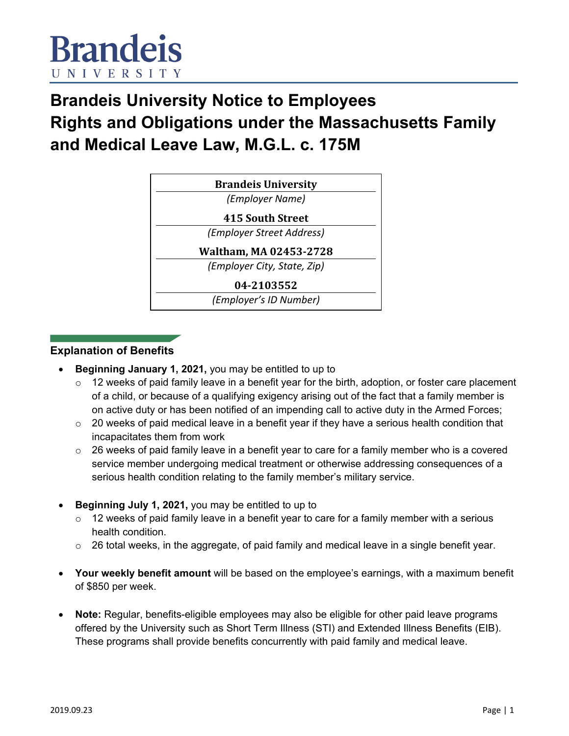# Brandeis University Notice to Employees Rights and Obligations under the Massachusetts Family and Medical Leave Law, M.G.L. c. 175M

| **Brandeis University** |
|---|
| *(Employer Name)* |
| **415 South Street** |
| *(Employer Street Address)* |
| **Waltham, MA 02453-2728** |
| *(Employer City, State, Zip)* |
| **04-2103552** |
| *(Employer's ID Number)* |

## Explanation of Benefits

- **Beginning January 1, 2021,** you may be entitled to up to
  - 12 weeks of paid family leave in a benefit year for the birth, adoption, or foster care placement of a child, or because of a qualifying exigency arising out of the fact that a family member is on active duty or has been notified of an impending call to active duty in the Armed Forces;
  - 20 weeks of paid medical leave in a benefit year if they have a serious health condition that incapacitates them from work
  - 26 weeks of paid family leave in a benefit year to care for a family member who is a covered service member undergoing medical treatment or otherwise addressing consequences of a serious health condition relating to the family member's military service.

- **Beginning July 1, 2021,** you may be entitled to up to
  - 12 weeks of paid family leave in a benefit year to care for a family member with a serious health condition.
  - 26 total weeks, in the aggregate, of paid family and medical leave in a single benefit year.

- **Your weekly benefit amount** will be based on the employee's earnings, with a maximum benefit of $850 per week.

- **Note:** Regular, benefits-eligible employees may also be eligible for other paid leave programs offered by the University such as Short Term Illness (STI) and Extended Illness Benefits (EIB). These programs shall provide benefits concurrently with paid family and medical leave.

2019.09.23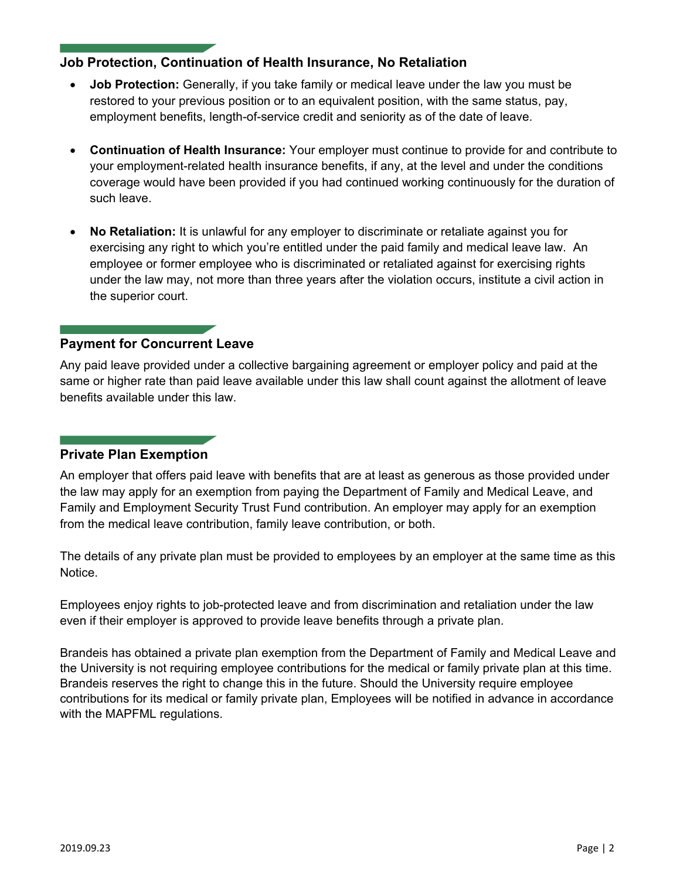## Job Protection, Continuation of Health Insurance, No Retaliation

- **Job Protection:** Generally, if you take family or medical leave under the law you must be restored to your previous position or to an equivalent position, with the same status, pay, employment benefits, length-of-service credit and seniority as of the date of leave.

- **Continuation of Health Insurance:** Your employer must continue to provide for and contribute to your employment-related health insurance benefits, if any, at the level and under the conditions coverage would have been provided if you had continued working continuously for the duration of such leave.

- **No Retaliation:** It is unlawful for any employer to discriminate or retaliate against you for exercising any right to which you're entitled under the paid family and medical leave law. An employee or former employee who is discriminated or retaliated against for exercising rights under the law may, not more than three years after the violation occurs, institute a civil action in the superior court.

## Payment for Concurrent Leave

Any paid leave provided under a collective bargaining agreement or employer policy and paid at the same or higher rate than paid leave available under this law shall count against the allotment of leave benefits available under this law.

## Private Plan Exemption

An employer that offers paid leave with benefits that are at least as generous as those provided under the law may apply for an exemption from paying the Department of Family and Medical Leave, and Family and Employment Security Trust Fund contribution. An employer may apply for an exemption from the medical leave contribution, family leave contribution, or both.

The details of any private plan must be provided to employees by an employer at the same time as this Notice.

Employees enjoy rights to job-protected leave and from discrimination and retaliation under the law even if their employer is approved to provide leave benefits through a private plan.

Brandeis has obtained a private plan exemption from the Department of Family and Medical Leave and the University is not requiring employee contributions for the medical or family private plan at this time. Brandeis reserves the right to change this in the future. Should the University require employee contributions for its medical or family private plan, Employees will be notified in advance in accordance with the MAPFML regulations.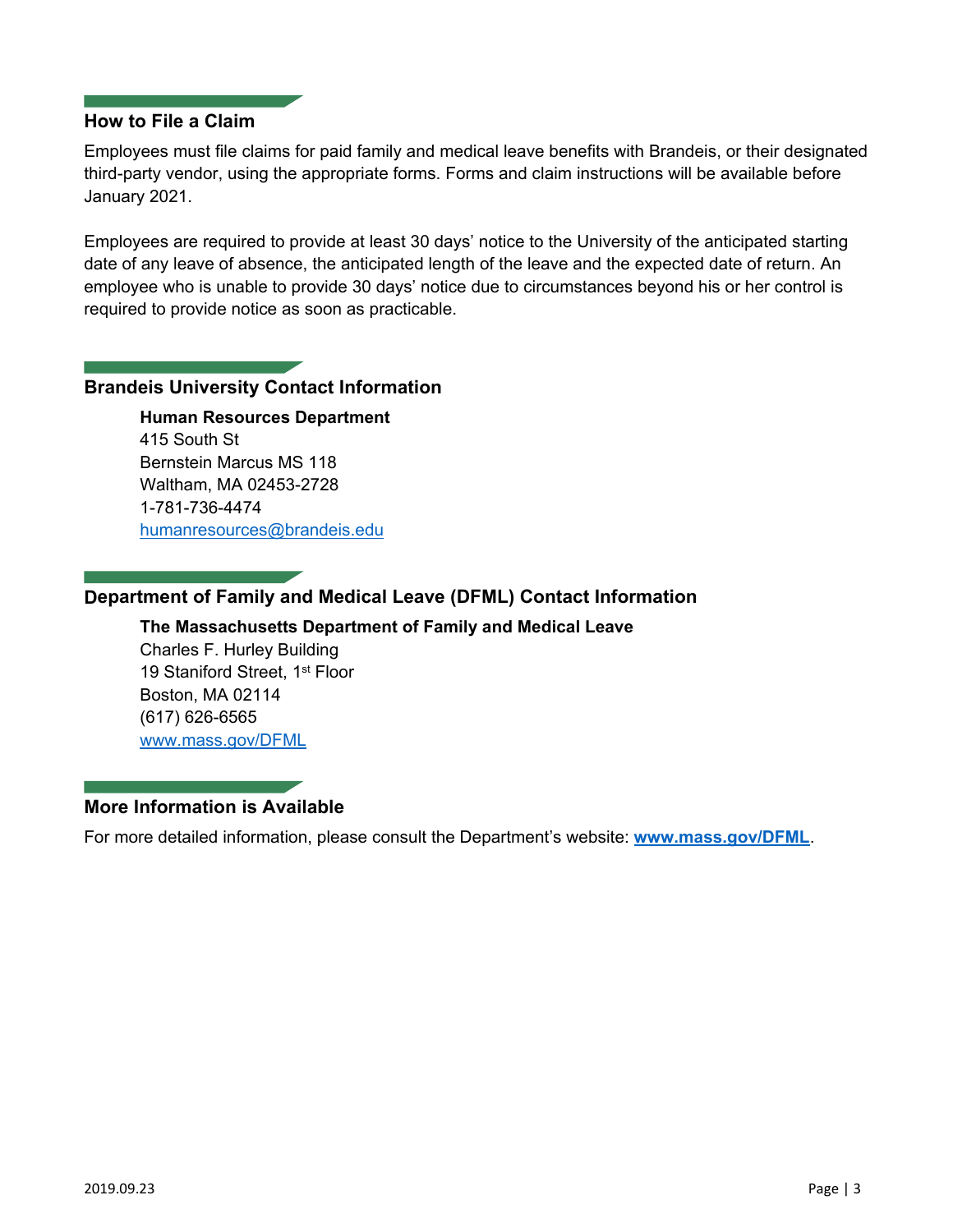## How to File a Claim

Employees must file claims for paid family and medical leave benefits with Brandeis, or their designated third-party vendor, using the appropriate forms. Forms and claim instructions will be available before January 2021.

Employees are required to provide at least 30 days' notice to the University of the anticipated starting date of any leave of absence, the anticipated length of the leave and the expected date of return. An employee who is unable to provide 30 days' notice due to circumstances beyond his or her control is required to provide notice as soon as practicable.

## Brandeis University Contact Information

**Human Resources Department**
415 South St
Bernstein Marcus MS 118
Waltham, MA 02453-2728
1-781-736-4474
humanresources@brandeis.edu

## Department of Family and Medical Leave (DFML) Contact Information

**The Massachusetts Department of Family and Medical Leave**
Charles F. Hurley Building
19 Staniford Street, 1st Floor
Boston, MA 02114
(617) 626-6565
www.mass.gov/DFML

## More Information is Available

For more detailed information, please consult the Department's website: **www.mass.gov/DFML**.

2019.09.23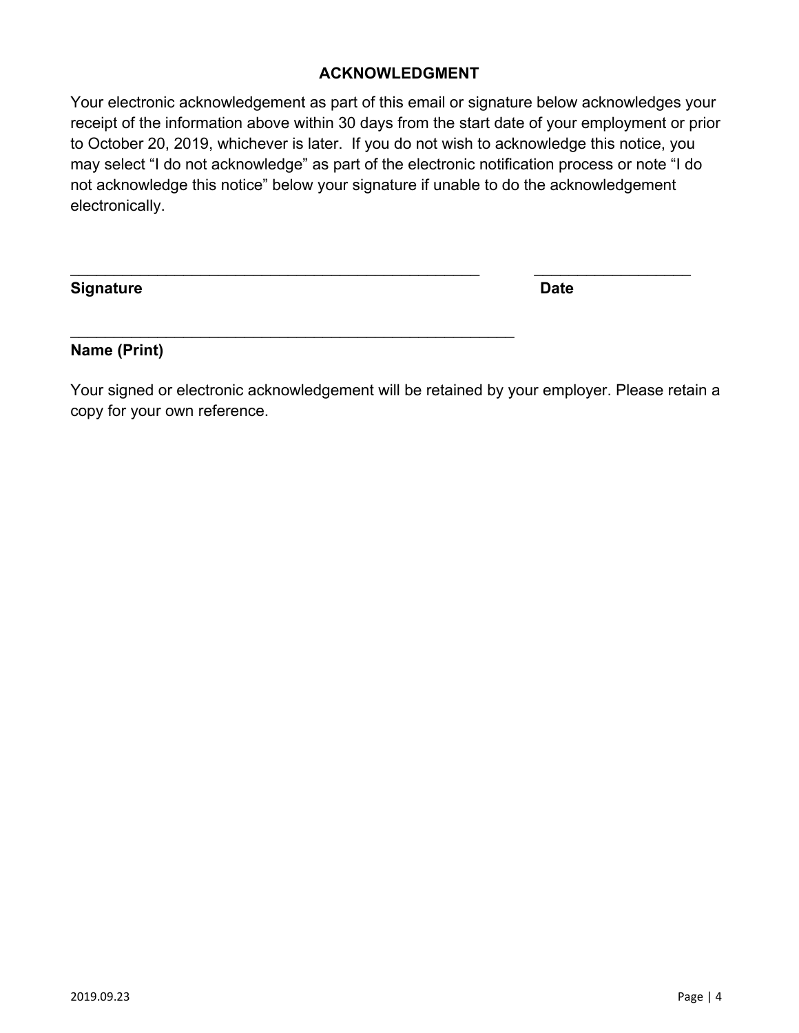## ACKNOWLEDGMENT

Your electronic acknowledgement as part of this email or signature below acknowledges your receipt of the information above within 30 days from the start date of your employment or prior to October 20, 2019, whichever is later. If you do not wish to acknowledge this notice, you may select "I do not acknowledge" as part of the electronic notification process or note "I do not acknowledge this notice" below your signature if unable to do the acknowledgement electronically.

_________________________________________________ __________________

**Signature** **Date**

_____________________________________________________

**Name (Print)**

Your signed or electronic acknowledgement will be retained by your employer. Please retain a copy for your own reference.

2019.09.23